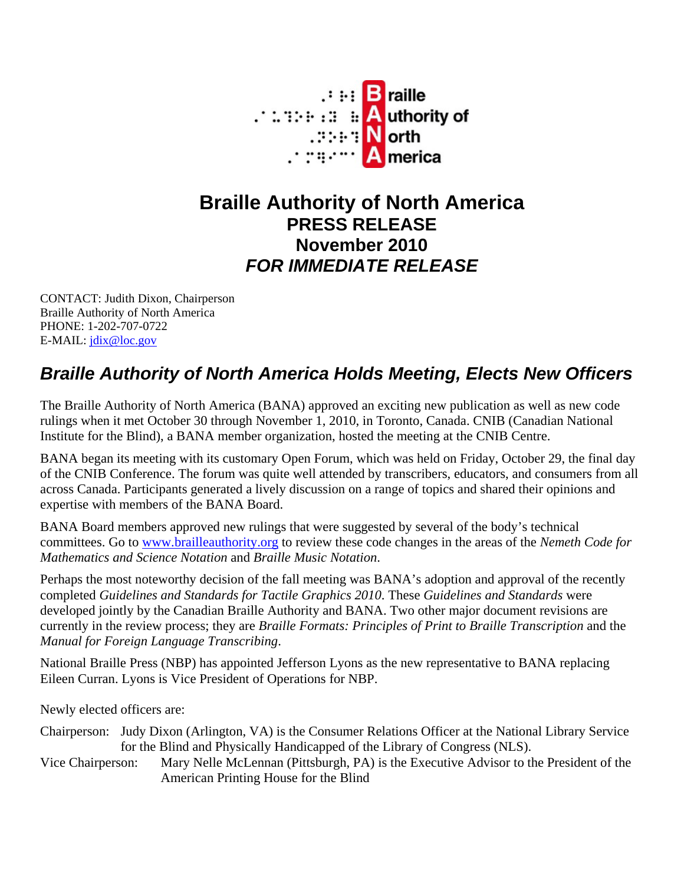Braille Authority of North America

# Braille Authority of North America

## PRESS RELEASE

## November 2010

## *FOR IMMEDIATE RELEASE*

CONTACT: Judith Dixon, Chairperson
Braille Authority of North America
PHONE: 1-202-707-0722
E-MAIL: jdix@loc.gov

## *Braille Authority of North America Holds Meeting, Elects New Officers*

The Braille Authority of North America (BANA) approved an exciting new publication as well as new code rulings when it met October 30 through November 1, 2010, in Toronto, Canada. CNIB (Canadian National Institute for the Blind), a BANA member organization, hosted the meeting at the CNIB Centre.

BANA began its meeting with its customary Open Forum, which was held on Friday, October 29, the final day of the CNIB Conference. The forum was quite well attended by transcribers, educators, and consumers from all across Canada. Participants generated a lively discussion on a range of topics and shared their opinions and expertise with members of the BANA Board.

BANA Board members approved new rulings that were suggested by several of the body's technical committees. Go to www.brailleauthority.org to review these code changes in the areas of the *Nemeth Code for Mathematics and Science Notation* and *Braille Music Notation*.

Perhaps the most noteworthy decision of the fall meeting was BANA's adoption and approval of the recently completed *Guidelines and Standards for Tactile Graphics 2010*. These *Guidelines and Standards* were developed jointly by the Canadian Braille Authority and BANA. Two other major document revisions are currently in the review process; they are *Braille Formats: Principles of Print to Braille Transcription* and the *Manual for Foreign Language Transcribing*.

National Braille Press (NBP) has appointed Jefferson Lyons as the new representative to BANA replacing Eileen Curran. Lyons is Vice President of Operations for NBP.

Newly elected officers are:

Chairperson: Judy Dixon (Arlington, VA) is the Consumer Relations Officer at the National Library Service for the Blind and Physically Handicapped of the Library of Congress (NLS).

Vice Chairperson: Mary Nelle McLennan (Pittsburgh, PA) is the Executive Advisor to the President of the American Printing House for the Blind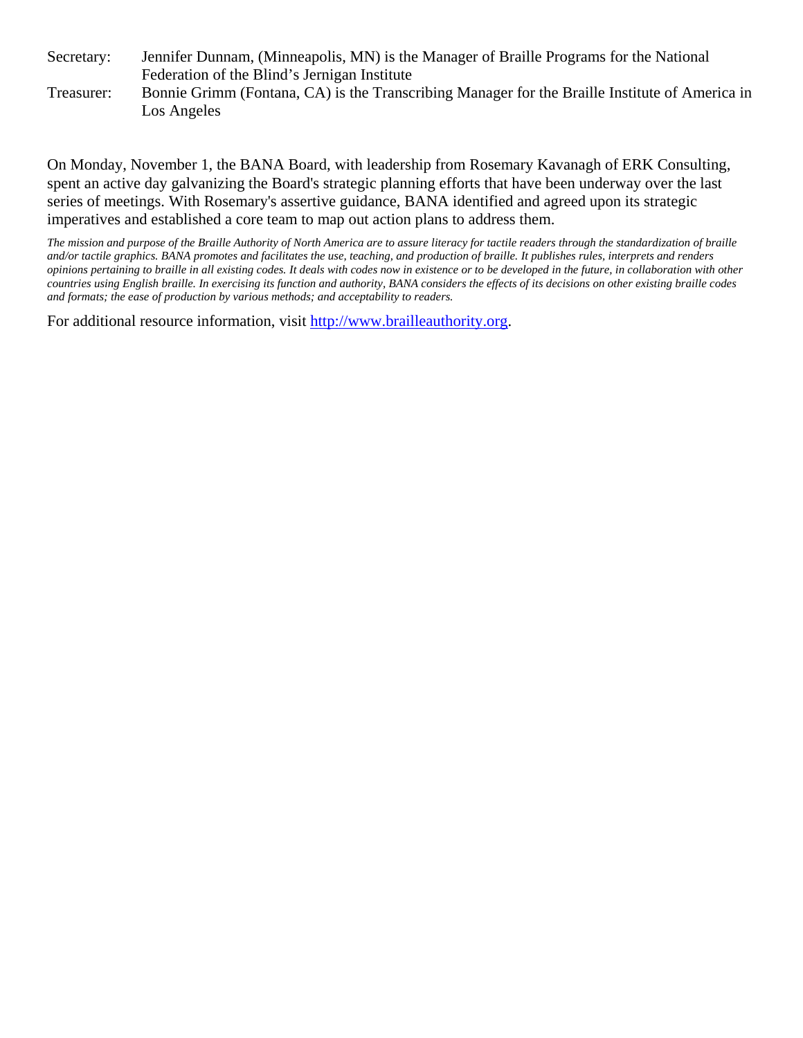Secretary: Jennifer Dunnam, (Minneapolis, MN) is the Manager of Braille Programs for the National Federation of the Blind's Jernigan Institute

Treasurer: Bonnie Grimm (Fontana, CA) is the Transcribing Manager for the Braille Institute of America in Los Angeles

On Monday, November 1, the BANA Board, with leadership from Rosemary Kavanagh of ERK Consulting, spent an active day galvanizing the Board's strategic planning efforts that have been underway over the last series of meetings. With Rosemary's assertive guidance, BANA identified and agreed upon its strategic imperatives and established a core team to map out action plans to address them.

*The mission and purpose of the Braille Authority of North America are to assure literacy for tactile readers through the standardization of braille and/or tactile graphics. BANA promotes and facilitates the use, teaching, and production of braille. It publishes rules, interprets and renders opinions pertaining to braille in all existing codes. It deals with codes now in existence or to be developed in the future, in collaboration with other countries using English braille. In exercising its function and authority, BANA considers the effects of its decisions on other existing braille codes and formats; the ease of production by various methods; and acceptability to readers.*

For additional resource information, visit [http://www.brailleauthority.org](http://www.brailleauthority.org).